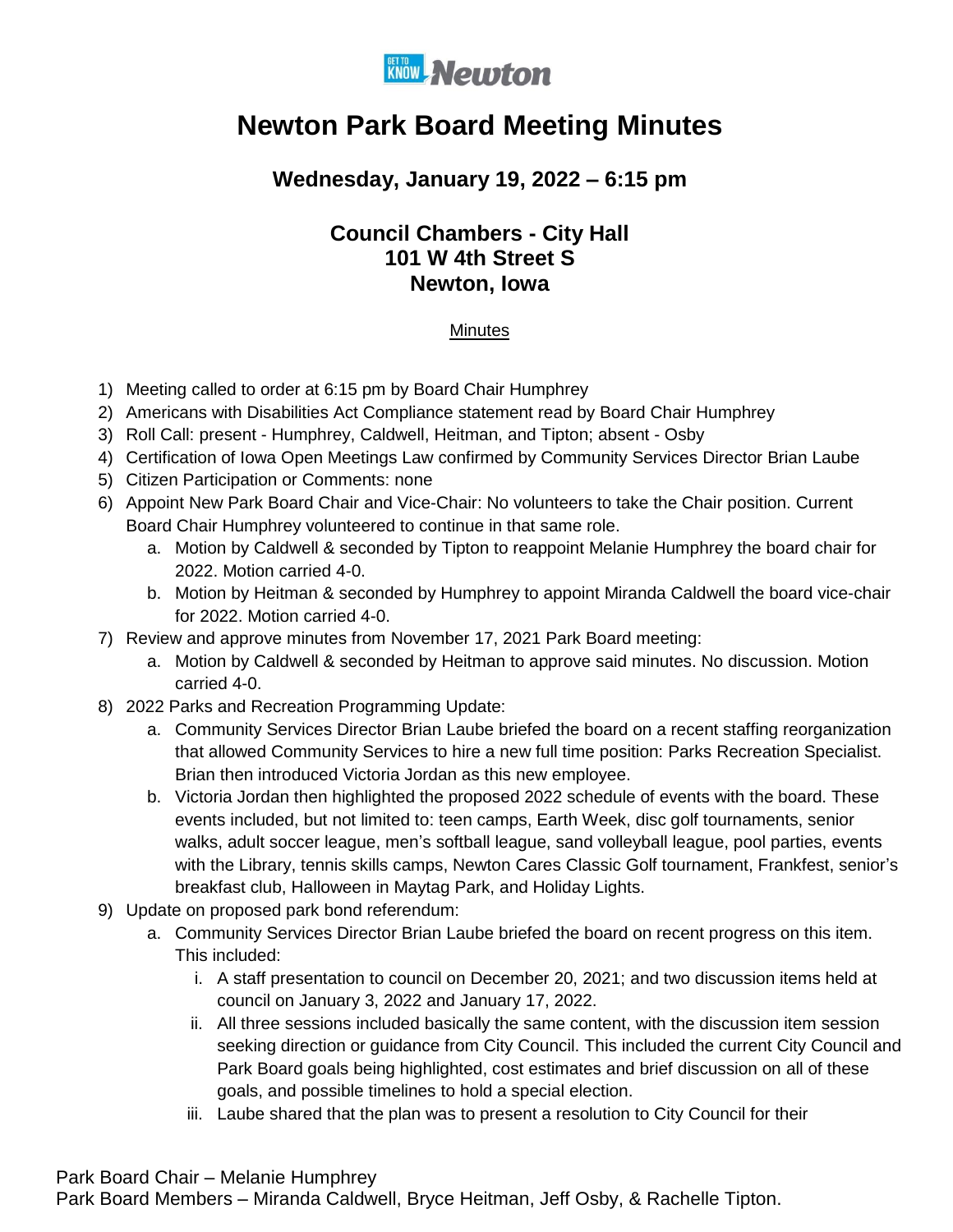# Newton Park Board Meeting Minutes

### Wednesday, January 19, 2022 – 6:15 pm

### Council Chambers - City Hall
### 101 W 4th Street S
### Newton, Iowa

Minutes

1) Meeting called to order at 6:15 pm by Board Chair Humphrey
2) Americans with Disabilities Act Compliance statement read by Board Chair Humphrey
3) Roll Call: present - Humphrey, Caldwell, Heitman, and Tipton; absent - Osby
4) Certification of Iowa Open Meetings Law confirmed by Community Services Director Brian Laube
5) Citizen Participation or Comments: none
6) Appoint New Park Board Chair and Vice-Chair: No volunteers to take the Chair position. Current Board Chair Humphrey volunteered to continue in that same role.
   a. Motion by Caldwell & seconded by Tipton to reappoint Melanie Humphrey the board chair for 2022. Motion carried 4-0.
   b. Motion by Heitman & seconded by Humphrey to appoint Miranda Caldwell the board vice-chair for 2022. Motion carried 4-0.
7) Review and approve minutes from November 17, 2021 Park Board meeting:
   a. Motion by Caldwell & seconded by Heitman to approve said minutes. No discussion. Motion carried 4-0.
8) 2022 Parks and Recreation Programming Update:
   a. Community Services Director Brian Laube briefed the board on a recent staffing reorganization that allowed Community Services to hire a new full time position: Parks Recreation Specialist. Brian then introduced Victoria Jordan as this new employee.
   b. Victoria Jordan then highlighted the proposed 2022 schedule of events with the board. These events included, but not limited to: teen camps, Earth Week, disc golf tournaments, senior walks, adult soccer league, men's softball league, sand volleyball league, pool parties, events with the Library, tennis skills camps, Newton Cares Classic Golf tournament, Frankfest, senior's breakfast club, Halloween in Maytag Park, and Holiday Lights.
9) Update on proposed park bond referendum:
   a. Community Services Director Brian Laube briefed the board on recent progress on this item. This included:
      i. A staff presentation to council on December 20, 2021; and two discussion items held at council on January 3, 2022 and January 17, 2022.
      ii. All three sessions included basically the same content, with the discussion item session seeking direction or guidance from City Council. This included the current City Council and Park Board goals being highlighted, cost estimates and brief discussion on all of these goals, and possible timelines to hold a special election.
      iii. Laube shared that the plan was to present a resolution to City Council for their

Park Board Chair – Melanie Humphrey
Park Board Members – Miranda Caldwell, Bryce Heitman, Jeff Osby, & Rachelle Tipton.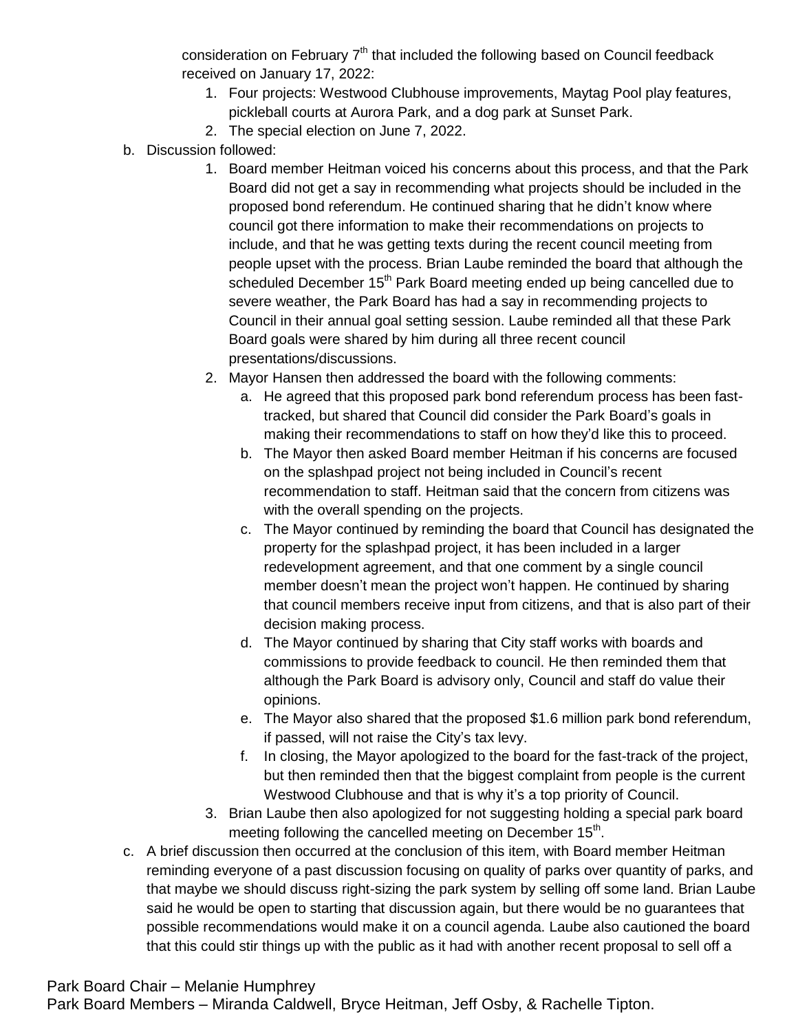consideration on February 7th that included the following based on Council feedback received on January 17, 2022:

1. Four projects: Westwood Clubhouse improvements, Maytag Pool play features, pickleball courts at Aurora Park, and a dog park at Sunset Park.
2. The special election on June 7, 2022.

b. Discussion followed:

1. Board member Heitman voiced his concerns about this process, and that the Park Board did not get a say in recommending what projects should be included in the proposed bond referendum. He continued sharing that he didn't know where council got there information to make their recommendations on projects to include, and that he was getting texts during the recent council meeting from people upset with the process. Brian Laube reminded the board that although the scheduled December 15th Park Board meeting ended up being cancelled due to severe weather, the Park Board has had a say in recommending projects to Council in their annual goal setting session. Laube reminded all that these Park Board goals were shared by him during all three recent council presentations/discussions.
2. Mayor Hansen then addressed the board with the following comments:
   a. He agreed that this proposed park bond referendum process has been fast-tracked, but shared that Council did consider the Park Board's goals in making their recommendations to staff on how they'd like this to proceed.
   b. The Mayor then asked Board member Heitman if his concerns are focused on the splashpad project not being included in Council's recent recommendation to staff. Heitman said that the concern from citizens was with the overall spending on the projects.
   c. The Mayor continued by reminding the board that Council has designated the property for the splashpad project, it has been included in a larger redevelopment agreement, and that one comment by a single council member doesn't mean the project won't happen. He continued by sharing that council members receive input from citizens, and that is also part of their decision making process.
   d. The Mayor continued by sharing that City staff works with boards and commissions to provide feedback to council. He then reminded them that although the Park Board is advisory only, Council and staff do value their opinions.
   e. The Mayor also shared that the proposed $1.6 million park bond referendum, if passed, will not raise the City's tax levy.
   f. In closing, the Mayor apologized to the board for the fast-track of the project, but then reminded then that the biggest complaint from people is the current Westwood Clubhouse and that is why it's a top priority of Council.
3. Brian Laube then also apologized for not suggesting holding a special park board meeting following the cancelled meeting on December 15th.

c. A brief discussion then occurred at the conclusion of this item, with Board member Heitman reminding everyone of a past discussion focusing on quality of parks over quantity of parks, and that maybe we should discuss right-sizing the park system by selling off some land. Brian Laube said he would be open to starting that discussion again, but there would be no guarantees that possible recommendations would make it on a council agenda. Laube also cautioned the board that this could stir things up with the public as it had with another recent proposal to sell off a

Park Board Chair – Melanie Humphrey
Park Board Members – Miranda Caldwell, Bryce Heitman, Jeff Osby, & Rachelle Tipton.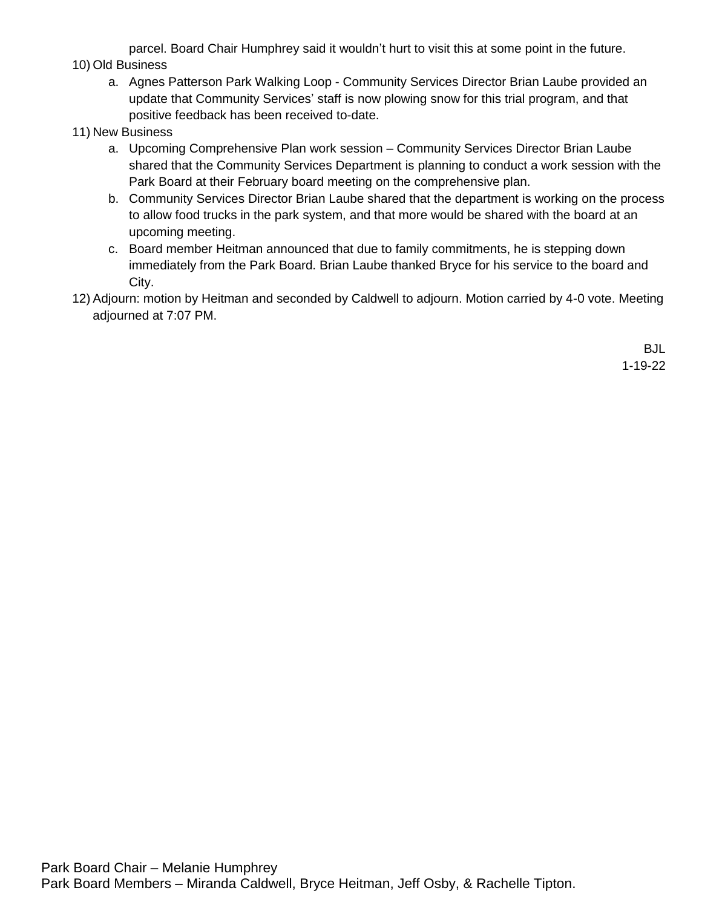parcel. Board Chair Humphrey said it wouldn't hurt to visit this at some point in the future.

10) Old Business
    a. Agnes Patterson Park Walking Loop - Community Services Director Brian Laube provided an update that Community Services' staff is now plowing snow for this trial program, and that positive feedback has been received to-date.

11) New Business
    a. Upcoming Comprehensive Plan work session – Community Services Director Brian Laube shared that the Community Services Department is planning to conduct a work session with the Park Board at their February board meeting on the comprehensive plan.
    b. Community Services Director Brian Laube shared that the department is working on the process to allow food trucks in the park system, and that more would be shared with the board at an upcoming meeting.
    c. Board member Heitman announced that due to family commitments, he is stepping down immediately from the Park Board. Brian Laube thanked Bryce for his service to the board and City.

12) Adjourn: motion by Heitman and seconded by Caldwell to adjourn. Motion carried by 4-0 vote. Meeting adjourned at 7:07 PM.

BJL
1-19-22

Park Board Chair – Melanie Humphrey
Park Board Members – Miranda Caldwell, Bryce Heitman, Jeff Osby, & Rachelle Tipton.